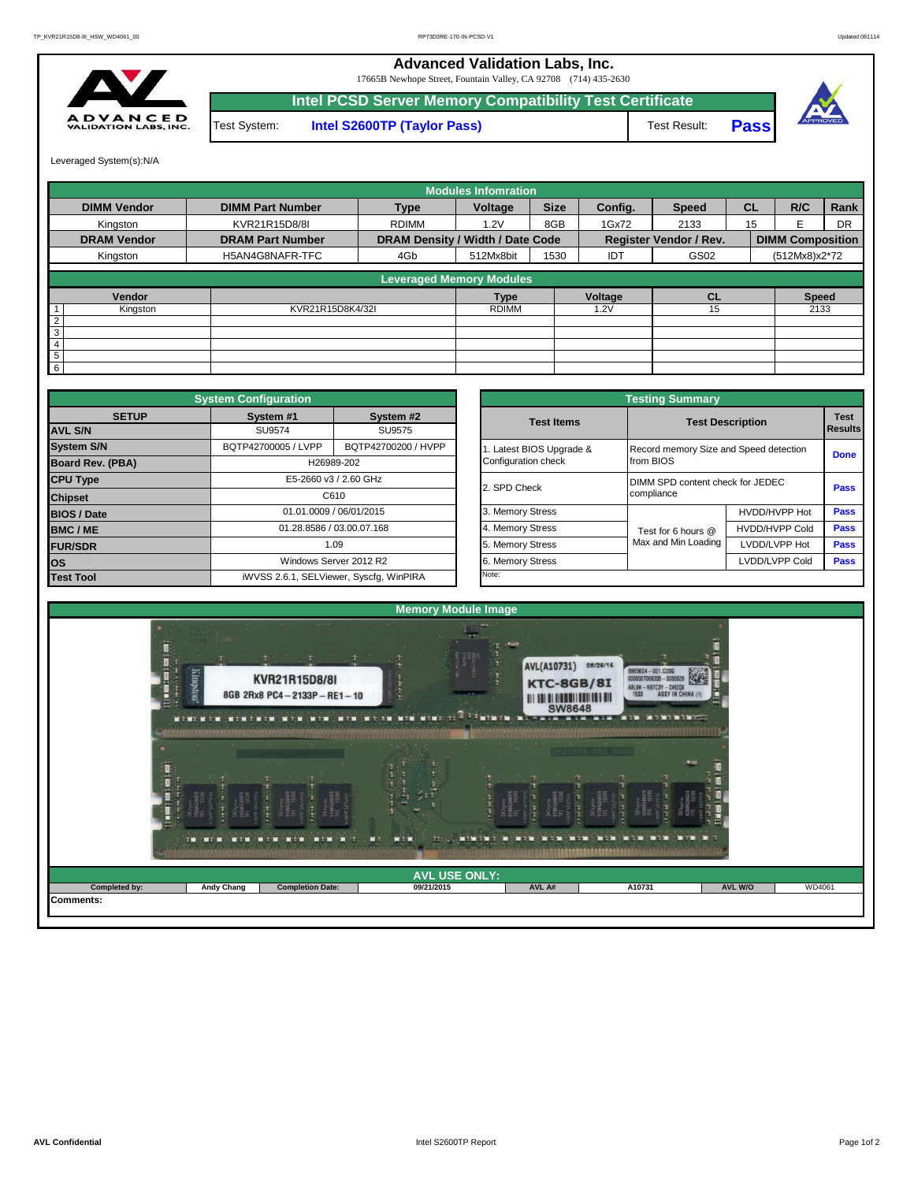# Advanced Validation Labs, Inc.

17665B Newhope Street, Fountain Valley, CA 92708 (714) 435-2630

## Intel PCSD Server Memory Compatibility Test Certificate

Test System: **Intel S2600TP (Taylor Pass)** Test Result: **Pass**

Leveraged System(s):N/A

### Modules Infomration

| DIMM Vendor | DIMM Part Number | Type | Voltage | Size | Config. | Speed | CL | R/C | Rank |
|---|---|---|---|---|---|---|---|---|---|
| Kingston | KVR21R15D8/8I | RDIMM | 1.2V | 8GB | 1Gx72 | 2133 | 15 | E | DR |
| **DRAM Vendor** | **DRAM Part Number** | **DRAM Density / Width / Date Code** | | | **Register Vendor / Rev.** | | **DIMM Composition** | | |
| Kingston | H5AN4G8NAFR-TFC | 4Gb | 512Mx8bit | 1530 | IDT | GS02 | (512Mx8)x2*72 | | |

### Leveraged Memory Modules

| | Vendor | | Type | Voltage | CL | Speed |
|---|---|---|---|---|---|---|
| 1 | Kingston | KVR21R15D8K4/32I | RDIMM | 1.2V | 15 | 2133 |
| 2 | | | | | | |
| 3 | | | | | | |
| 4 | | | | | | |
| 5 | | | | | | |
| 6 | | | | | | |

### System Configuration

| SETUP | System #1 | System #2 |
|---|---|---|
| AVL S/N | SU9574 | SU9575 |
| System S/N | BQTP42700005 / LVPP | BQTP42700200 / HVPP |
| Board Rev. (PBA) | H26989-202 | |
| CPU Type | E5-2660 v3 / 2.60 GHz | |
| Chipset | C610 | |
| BIOS / Date | 01.01.0009 / 06/01/2015 | |
| BMC / ME | 01.28.8586 / 03.00.07.168 | |
| FUR/SDR | 1.09 | |
| OS | Windows Server 2012 R2 | |
| Test Tool | iWVSS 2.6.1, SELViewer, Syscfg, WinPIRA | |

### Testing Summary

| Test Items | Test Description | | Test Results |
|---|---|---|---|
| 1. Latest BIOS Upgrade & Configuration check | Record memory Size and Speed detection from BIOS | | Done |
| 2. SPD Check | DIMM SPD content check for JEDEC compliance | | Pass |
| 3. Memory Stress | Test for 6 hours @ Max and Min Loading | HVDD/HVPP Hot | Pass |
| 4. Memory Stress | | HVDD/HVPP Cold | Pass |
| 5. Memory Stress | | LVDD/LVPP Hot | Pass |
| 6. Memory Stress | | LVDD/LVPP Cold | Pass |

Note:

### Memory Module Image

### AVL USE ONLY:

| Completed by: | Andy Chang | Completion Date: | 09/21/2015 | AVL A# | A10731 | AVL W/O | WD4061 |
|---|---|---|---|---|---|---|---|

Comments: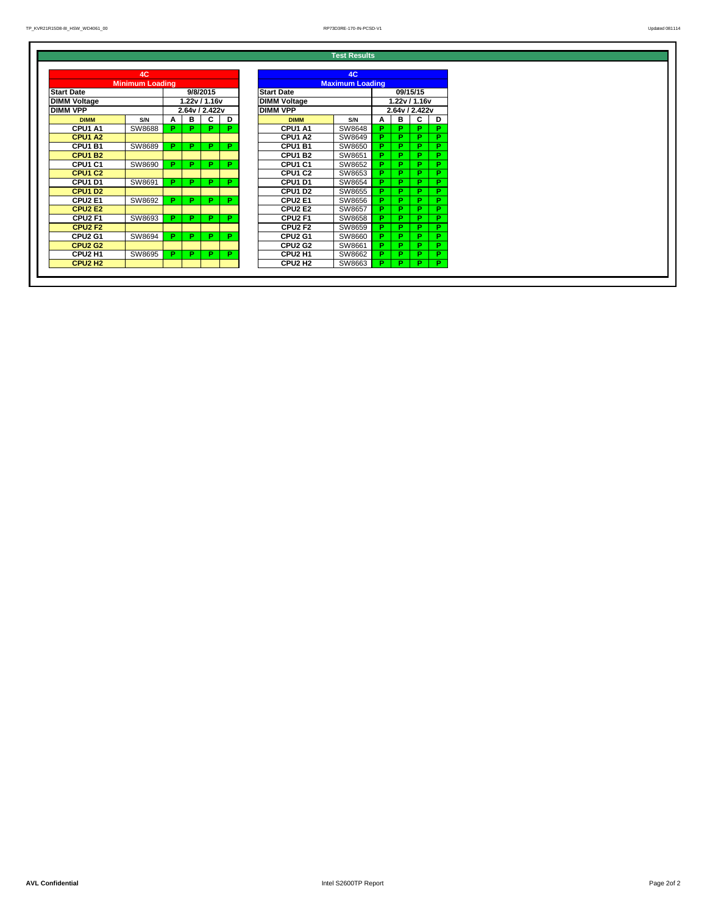## Test Results

| 4C Minimum Loading | | | | | |
|---|---|---|---|---|---|
| **Start Date** | | 9/8/2015 | | | |
| **DIMM Voltage** | | 1.22v / 1.16v | | | |
| **DIMM VPP** | | 2.64v / 2.422v | | | |
| **DIMM** | **S/N** | **A** | **B** | **C** | **D** |
| CPU1 A1 | SW8688 | P | P | P | P |
| CPU1 A2 | | | | | |
| CPU1 B1 | SW8689 | P | P | P | P |
| CPU1 B2 | | | | | |
| CPU1 C1 | SW8690 | P | P | P | P |
| CPU1 C2 | | | | | |
| CPU1 D1 | SW8691 | P | P | P | P |
| CPU1 D2 | | | | | |
| CPU2 E1 | SW8692 | P | P | P | P |
| CPU2 E2 | | | | | |
| CPU2 F1 | SW8693 | P | P | P | P |
| CPU2 F2 | | | | | |
| CPU2 G1 | SW8694 | P | P | P | P |
| CPU2 G2 | | | | | |
| CPU2 H1 | SW8695 | P | P | P | P |
| CPU2 H2 | | | | | |

| 4C Maximum Loading | | | | | |
|---|---|---|---|---|---|
| **Start Date** | | 09/15/15 | | | |
| **DIMM Voltage** | | 1.22v / 1.16v | | | |
| **DIMM VPP** | | 2.64v / 2.422v | | | |
| **DIMM** | **S/N** | **A** | **B** | **C** | **D** |
| CPU1 A1 | SW8648 | P | P | P | P |
| CPU1 A2 | SW8649 | P | P | P | P |
| CPU1 B1 | SW8650 | P | P | P | P |
| CPU1 B2 | SW8651 | P | P | P | P |
| CPU1 C1 | SW8652 | P | P | P | P |
| CPU1 C2 | SW8653 | P | P | P | P |
| CPU1 D1 | SW8654 | P | P | P | P |
| CPU1 D2 | SW8655 | P | P | P | P |
| CPU2 E1 | SW8656 | P | P | P | P |
| CPU2 E2 | SW8657 | P | P | P | P |
| CPU2 F1 | SW8658 | P | P | P | P |
| CPU2 F2 | SW8659 | P | P | P | P |
| CPU2 G1 | SW8660 | P | P | P | P |
| CPU2 G2 | SW8661 | P | P | P | P |
| CPU2 H1 | SW8662 | P | P | P | P |
| CPU2 H2 | SW8663 | P | P | P | P |